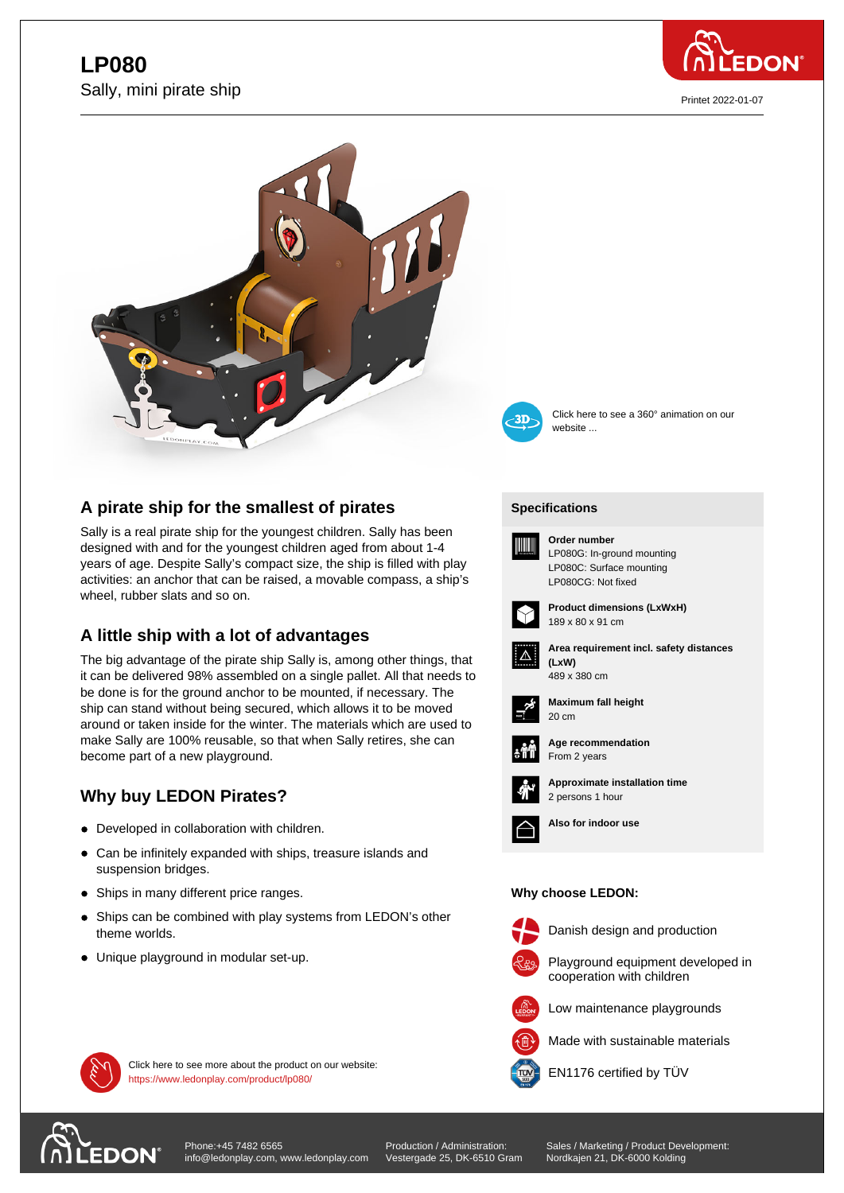# LP080

Sally, mini pirate ship

Printet 2022-01-07

Click here to see a 360° animation on our website ...

## A pirate ship for the smallest of pirates

Sally is a real pirate ship for the youngest children. Sally has been designed with and for the youngest children aged from about 1-4 years of age. Despite Sally's compact size, the ship is filled with play activities: an anchor that can be raised, a movable compass, a ship's wheel, rubber slats and so on.

## A little ship with a lot of advantages

The big advantage of the pirate ship Sally is, among other things, that it can be delivered 98% assembled on a single pallet. All that needs to be done is for the ground anchor to be mounted, if necessary. The ship can stand without being secured, which allows it to be moved around or taken inside for the winter. The materials which are used to make Sally are 100% reusable, so that when Sally retires, she can become part of a new playground.

## Why buy LEDON Pirates?

- Developed in collaboration with children.
- Can be infinitely expanded with ships, treasure islands and suspension bridges.
- Ships in many different price ranges.
- Ships can be combined with play systems from LEDON's other theme worlds.
- Unique playground in modular set-up.

Click here to see more about the product on our website:
https://www.ledonplay.com/product/lp080/

### Specifications

**Order number**
LP080G: In-ground mounting
LP080C: Surface mounting
LP080CG: Not fixed

**Product dimensions (LxWxH)**
189 x 80 x 91 cm

**Area requirement incl. safety distances (LxW)**
489 x 380 cm

**Maximum fall height**
20 cm

**Age recommendation**
From 2 years

**Approximate installation time**
2 persons 1 hour

**Also for indoor use**

### Why choose LEDON:

- Danish design and production
- Playground equipment developed in cooperation with children
- Low maintenance playgrounds
- Made with sustainable materials
- EN1176 certified by TÜV

Phone:+45 7482 6565
info@ledonplay.com, www.ledonplay.com

Production / Administration:
Vestergade 25, DK-6510 Gram

Sales / Marketing / Product Development:
Nordkajen 21, DK-6000 Kolding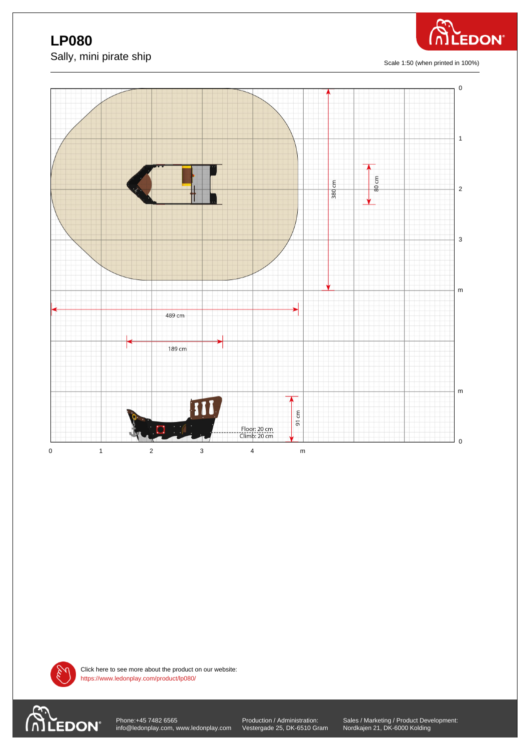# LP080

Sally, mini pirate ship

Scale 1:50 (when printed in 100%)

380 cm

80 cm

489 cm

189 cm

91 cm

Floor: 20 cm
Climb: 20 cm

0
1
2
3
4
m

Click here to see more about the product on our website:
https://www.ledonplay.com/product/lp080/

Phone:+45 7482 6565
info@ledonplay.com, www.ledonplay.com

Production / Administration:
Vestergade 25, DK-6510 Gram

Sales / Marketing / Product Development:
Nordkajen 21, DK-6000 Kolding